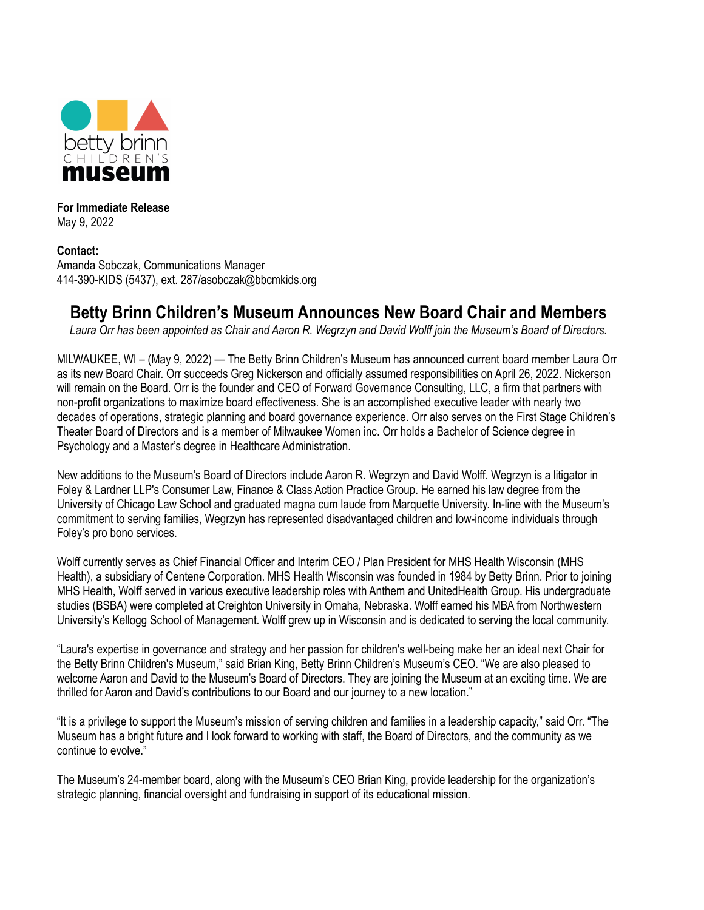betty brinn CHILDREN'S museum

**For Immediate Release**
May 9, 2022

**Contact:**
Amanda Sobczak, Communications Manager
414-390-KIDS (5437), ext. 287/asobczak@bbcmkids.org

# Betty Brinn Children's Museum Announces New Board Chair and Members

*Laura Orr has been appointed as Chair and Aaron R. Wegrzyn and David Wolff join the Museum's Board of Directors.*

MILWAUKEE, WI – (May 9, 2022) — The Betty Brinn Children's Museum has announced current board member Laura Orr as its new Board Chair. Orr succeeds Greg Nickerson and officially assumed responsibilities on April 26, 2022. Nickerson will remain on the Board. Orr is the founder and CEO of Forward Governance Consulting, LLC, a firm that partners with non-profit organizations to maximize board effectiveness. She is an accomplished executive leader with nearly two decades of operations, strategic planning and board governance experience. Orr also serves on the First Stage Children's Theater Board of Directors and is a member of Milwaukee Women inc. Orr holds a Bachelor of Science degree in Psychology and a Master's degree in Healthcare Administration.

New additions to the Museum's Board of Directors include Aaron R. Wegrzyn and David Wolff. Wegrzyn is a litigator in Foley & Lardner LLP's Consumer Law, Finance & Class Action Practice Group. He earned his law degree from the University of Chicago Law School and graduated magna cum laude from Marquette University. In-line with the Museum's commitment to serving families, Wegrzyn has represented disadvantaged children and low-income individuals through Foley's pro bono services.

Wolff currently serves as Chief Financial Officer and Interim CEO / Plan President for MHS Health Wisconsin (MHS Health), a subsidiary of Centene Corporation. MHS Health Wisconsin was founded in 1984 by Betty Brinn. Prior to joining MHS Health, Wolff served in various executive leadership roles with Anthem and UnitedHealth Group. His undergraduate studies (BSBA) were completed at Creighton University in Omaha, Nebraska. Wolff earned his MBA from Northwestern University's Kellogg School of Management. Wolff grew up in Wisconsin and is dedicated to serving the local community.

"Laura's expertise in governance and strategy and her passion for children's well-being make her an ideal next Chair for the Betty Brinn Children's Museum," said Brian King, Betty Brinn Children's Museum's CEO. "We are also pleased to welcome Aaron and David to the Museum's Board of Directors. They are joining the Museum at an exciting time. We are thrilled for Aaron and David's contributions to our Board and our journey to a new location."

"It is a privilege to support the Museum's mission of serving children and families in a leadership capacity," said Orr. "The Museum has a bright future and I look forward to working with staff, the Board of Directors, and the community as we continue to evolve."

The Museum's 24-member board, along with the Museum's CEO Brian King, provide leadership for the organization's strategic planning, financial oversight and fundraising in support of its educational mission.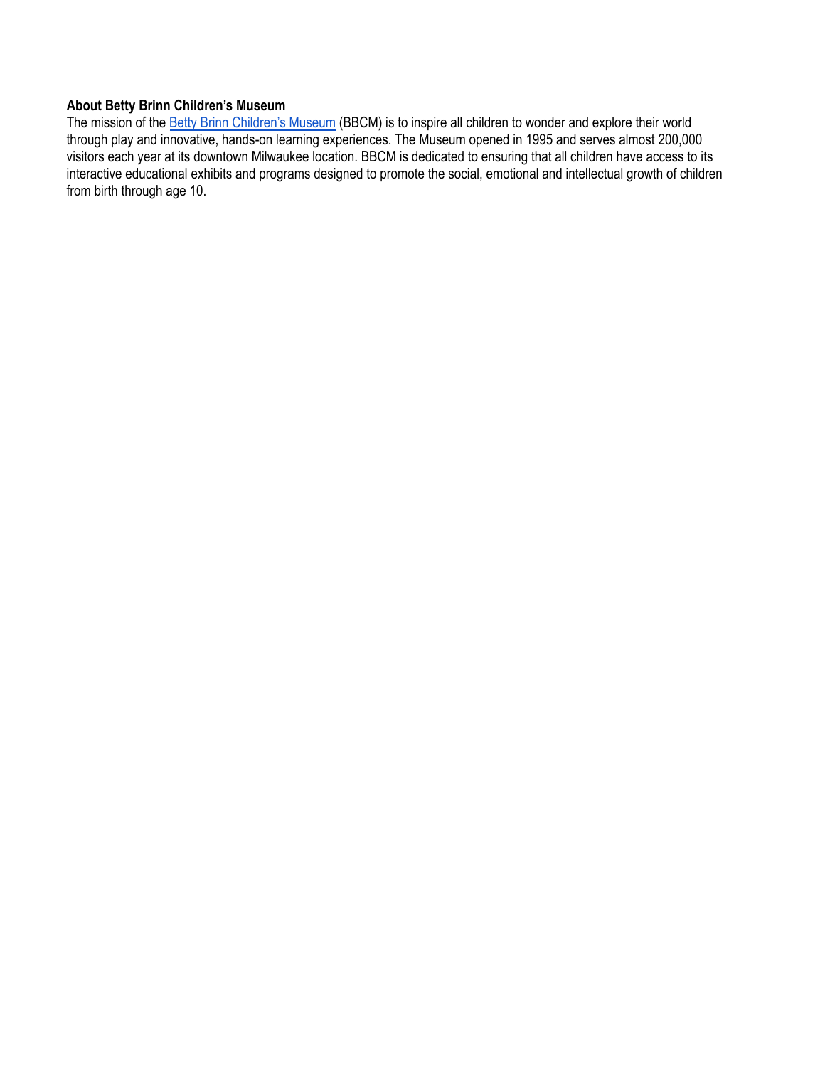**About Betty Brinn Children's Museum**

The mission of the Betty Brinn Children's Museum (BBCM) is to inspire all children to wonder and explore their world through play and innovative, hands-on learning experiences. The Museum opened in 1995 and serves almost 200,000 visitors each year at its downtown Milwaukee location. BBCM is dedicated to ensuring that all children have access to its interactive educational exhibits and programs designed to promote the social, emotional and intellectual growth of children from birth through age 10.